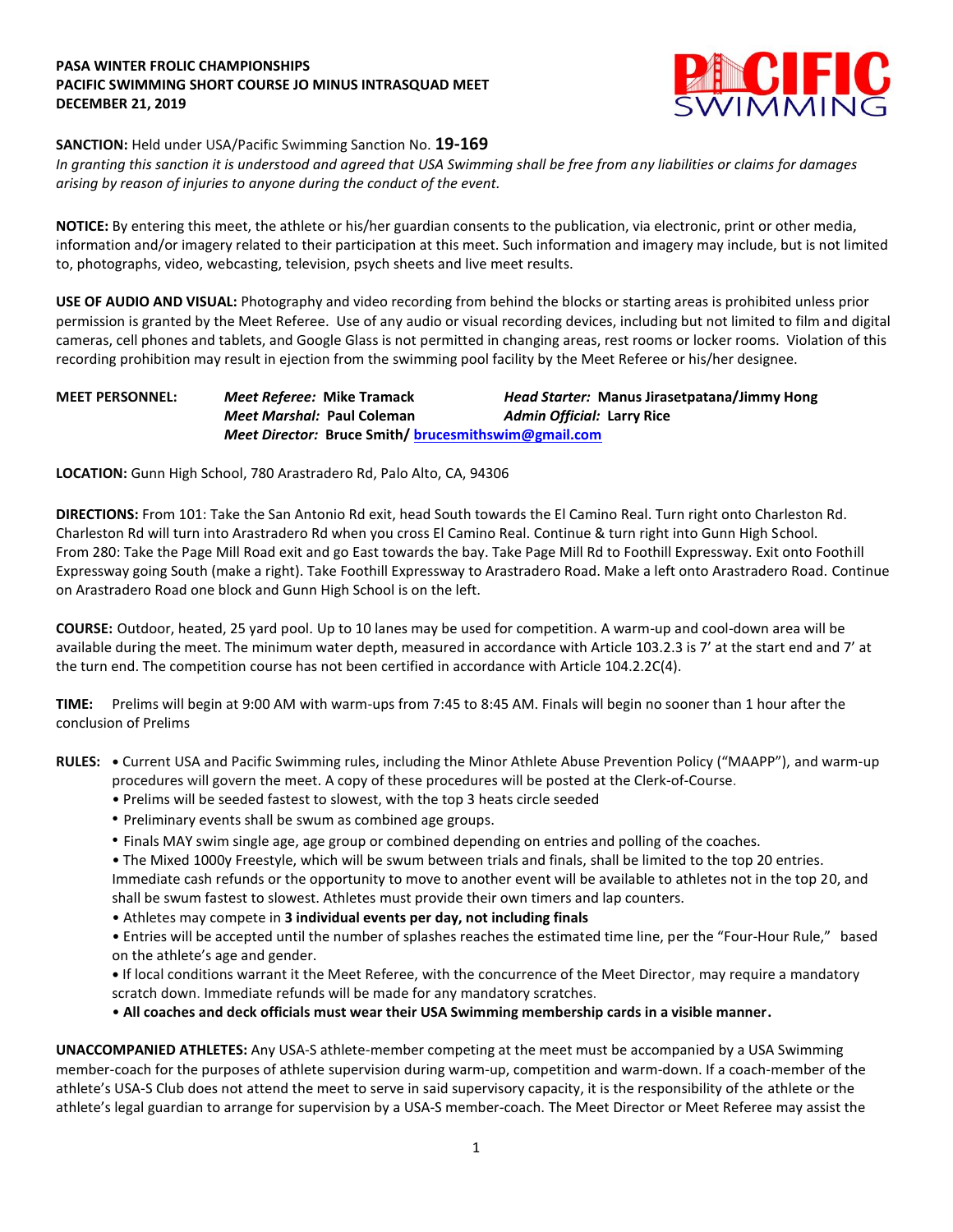**PASA WINTER FROLIC CHAMPIONSHIPS**
**PACIFIC SWIMMING SHORT COURSE JO MINUS INTRASQUAD MEET**
**DECEMBER 21, 2019**

**SANCTION:** Held under USA/Pacific Swimming Sanction No. **19-169**
*In granting this sanction it is understood and agreed that USA Swimming shall be free from any liabilities or claims for damages arising by reason of injuries to anyone during the conduct of the event.*

**NOTICE:** By entering this meet, the athlete or his/her guardian consents to the publication, via electronic, print or other media, information and/or imagery related to their participation at this meet. Such information and imagery may include, but is not limited to, photographs, video, webcasting, television, psych sheets and live meet results.

**USE OF AUDIO AND VISUAL:** Photography and video recording from behind the blocks or starting areas is prohibited unless prior permission is granted by the Meet Referee. Use of any audio or visual recording devices, including but not limited to film and digital cameras, cell phones and tablets, and Google Glass is not permitted in changing areas, rest rooms or locker rooms. Violation of this recording prohibition may result in ejection from the swimming pool facility by the Meet Referee or his/her designee.

**MEET PERSONNEL:**
*Meet Referee:* **Mike Tramack**
*Head Starter:* **Manus Jirasetpatana/Jimmy Hong**
*Meet Marshal:* **Paul Coleman**
*Admin Official:* **Larry Rice**
*Meet Director:* **Bruce Smith/ brucesmithswim@gmail.com**

**LOCATION:** Gunn High School, 780 Arastradero Rd, Palo Alto, CA, 94306

**DIRECTIONS:** From 101: Take the San Antonio Rd exit, head South towards the El Camino Real. Turn right onto Charleston Rd. Charleston Rd will turn into Arastradero Rd when you cross El Camino Real. Continue & turn right into Gunn High School. From 280: Take the Page Mill Road exit and go East towards the bay. Take Page Mill Rd to Foothill Expressway. Exit onto Foothill Expressway going South (make a right). Take Foothill Expressway to Arastradero Road. Make a left onto Arastradero Road. Continue on Arastradero Road one block and Gunn High School is on the left.

**COURSE:** Outdoor, heated, 25 yard pool. Up to 10 lanes may be used for competition. A warm-up and cool-down area will be available during the meet. The minimum water depth, measured in accordance with Article 103.2.3 is 7' at the start end and 7' at the turn end. The competition course has not been certified in accordance with Article 104.2.2C(4).

**TIME:** Prelims will begin at 9:00 AM with warm-ups from 7:45 to 8:45 AM. Finals will begin no sooner than 1 hour after the conclusion of Prelims

**RULES:**

- Current USA and Pacific Swimming rules, including the Minor Athlete Abuse Prevention Policy ("MAAPP"), and warm-up procedures will govern the meet. A copy of these procedures will be posted at the Clerk-of-Course.
- Prelims will be seeded fastest to slowest, with the top 3 heats circle seeded
- Preliminary events shall be swum as combined age groups.
- Finals MAY swim single age, age group or combined depending on entries and polling of the coaches.
- The Mixed 1000y Freestyle, which will be swum between trials and finals, shall be limited to the top 20 entries. Immediate cash refunds or the opportunity to move to another event will be available to athletes not in the top 20, and shall be swum fastest to slowest. Athletes must provide their own timers and lap counters.
- Athletes may compete in **3 individual events per day, not including finals**
- Entries will be accepted until the number of splashes reaches the estimated time line, per the "Four-Hour Rule," based on the athlete's age and gender.
- If local conditions warrant it the Meet Referee, with the concurrence of the Meet Director, may require a mandatory scratch down. Immediate refunds will be made for any mandatory scratches.
- **All coaches and deck officials must wear their USA Swimming membership cards in a visible manner.**

**UNACCOMPANIED ATHLETES:** Any USA-S athlete-member competing at the meet must be accompanied by a USA Swimming member-coach for the purposes of athlete supervision during warm-up, competition and warm-down. If a coach-member of the athlete's USA-S Club does not attend the meet to serve in said supervisory capacity, it is the responsibility of the athlete or the athlete's legal guardian to arrange for supervision by a USA-S member-coach. The Meet Director or Meet Referee may assist the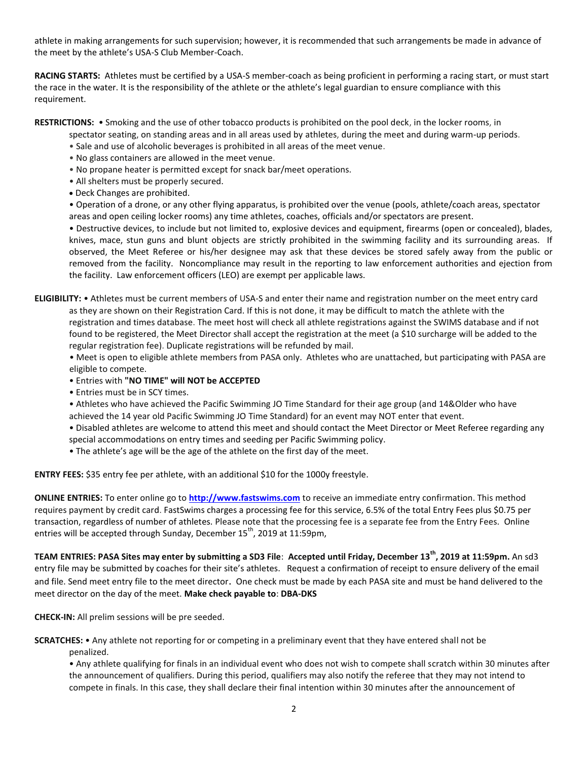athlete in making arrangements for such supervision; however, it is recommended that such arrangements be made in advance of the meet by the athlete's USA-S Club Member-Coach.

**RACING STARTS:** Athletes must be certified by a USA-S member-coach as being proficient in performing a racing start, or must start the race in the water. It is the responsibility of the athlete or the athlete's legal guardian to ensure compliance with this requirement.

**RESTRICTIONS:** • Smoking and the use of other tobacco products is prohibited on the pool deck, in the locker rooms, in spectator seating, on standing areas and in all areas used by athletes, during the meet and during warm-up periods.

- Sale and use of alcoholic beverages is prohibited in all areas of the meet venue.
- No glass containers are allowed in the meet venue.
- No propane heater is permitted except for snack bar/meet operations.
- All shelters must be properly secured.
- Deck Changes are prohibited.
- Operation of a drone, or any other flying apparatus, is prohibited over the venue (pools, athlete/coach areas, spectator areas and open ceiling locker rooms) any time athletes, coaches, officials and/or spectators are present.
- Destructive devices, to include but not limited to, explosive devices and equipment, firearms (open or concealed), blades, knives, mace, stun guns and blunt objects are strictly prohibited in the swimming facility and its surrounding areas. If observed, the Meet Referee or his/her designee may ask that these devices be stored safely away from the public or removed from the facility. Noncompliance may result in the reporting to law enforcement authorities and ejection from the facility. Law enforcement officers (LEO) are exempt per applicable laws.

**ELIGIBILITY:** • Athletes must be current members of USA-S and enter their name and registration number on the meet entry card as they are shown on their Registration Card. If this is not done, it may be difficult to match the athlete with the registration and times database. The meet host will check all athlete registrations against the SWIMS database and if not found to be registered, the Meet Director shall accept the registration at the meet (a $10 surcharge will be added to the regular registration fee). Duplicate registrations will be refunded by mail.

- Meet is open to eligible athlete members from PASA only. Athletes who are unattached, but participating with PASA are eligible to compete.
- Entries with **"NO TIME" will NOT be ACCEPTED**
- Entries must be in SCY times.
- Athletes who have achieved the Pacific Swimming JO Time Standard for their age group (and 14&Older who have achieved the 14 year old Pacific Swimming JO Time Standard) for an event may NOT enter that event.
- Disabled athletes are welcome to attend this meet and should contact the Meet Director or Meet Referee regarding any special accommodations on entry times and seeding per Pacific Swimming policy.
- The athlete's age will be the age of the athlete on the first day of the meet.

**ENTRY FEES:** $35 entry fee per athlete, with an additional $10 for the 1000y freestyle.

**ONLINE ENTRIES:** To enter online go to **http://www.fastswims.com** to receive an immediate entry confirmation. This method requires payment by credit card. FastSwims charges a processing fee for this service, 6.5% of the total Entry Fees plus $0.75 per transaction, regardless of number of athletes. Please note that the processing fee is a separate fee from the Entry Fees. Online entries will be accepted through Sunday, December 15th, 2019 at 11:59pm,

**TEAM ENTRIES: PASA Sites may enter by submitting a SD3 File**: **Accepted until Friday, December 13th, 2019 at 11:59pm.** An sd3 entry file may be submitted by coaches for their site's athletes. Request a confirmation of receipt to ensure delivery of the email and file. Send meet entry file to the meet director**.** One check must be made by each PASA site and must be hand delivered to the meet director on the day of the meet. **Make check payable to**: **DBA-DKS**

**CHECK-IN:** All prelim sessions will be pre seeded.

**SCRATCHES:** • Any athlete not reporting for or competing in a preliminary event that they have entered shall not be penalized.

- Any athlete qualifying for finals in an individual event who does not wish to compete shall scratch within 30 minutes after the announcement of qualifiers. During this period, qualifiers may also notify the referee that they may not intend to compete in finals. In this case, they shall declare their final intention within 30 minutes after the announcement of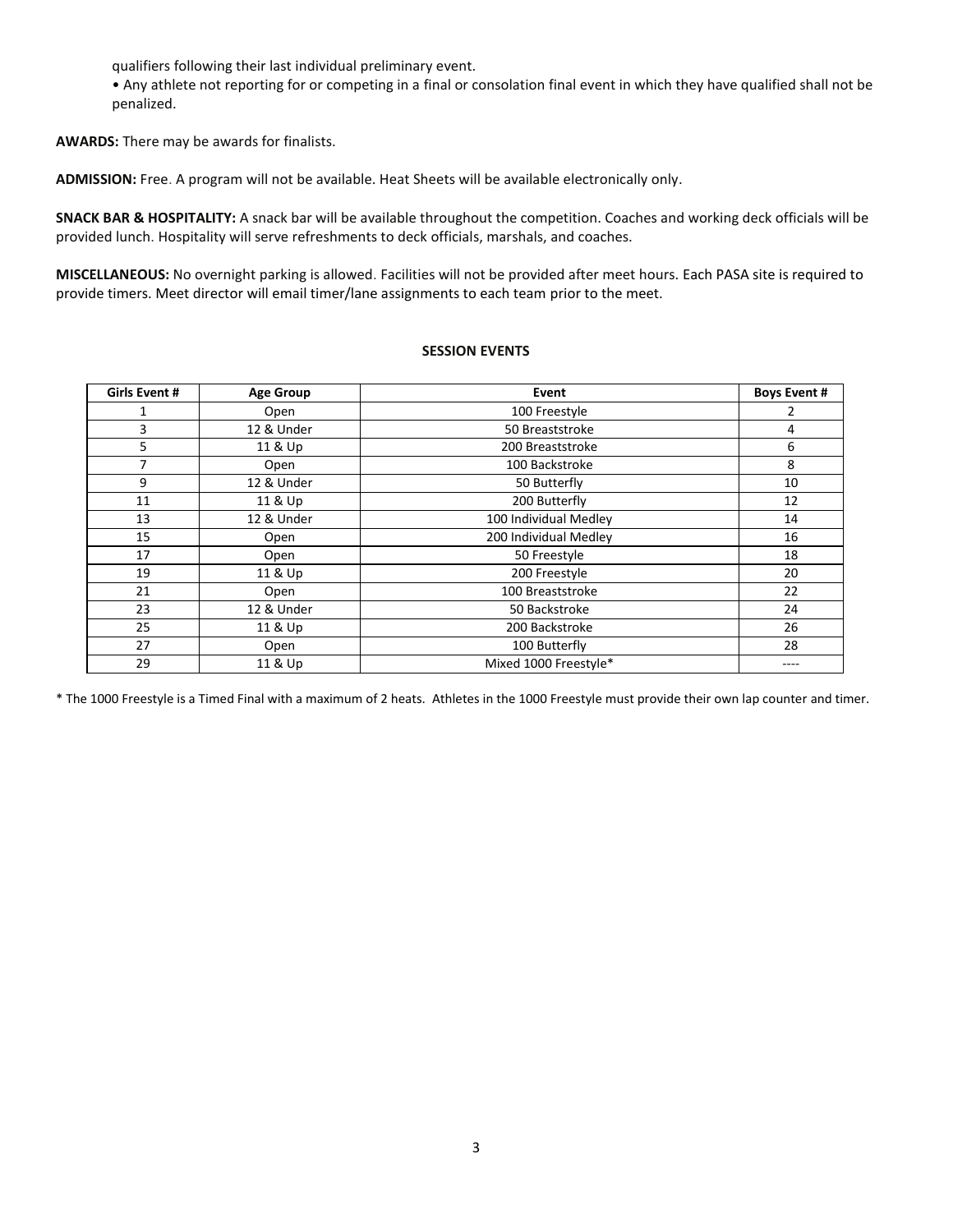qualifiers following their last individual preliminary event.

• Any athlete not reporting for or competing in a final or consolation final event in which they have qualified shall not be penalized.

**AWARDS:** There may be awards for finalists.

**ADMISSION:** Free. A program will not be available. Heat Sheets will be available electronically only.

**SNACK BAR & HOSPITALITY:** A snack bar will be available throughout the competition. Coaches and working deck officials will be provided lunch. Hospitality will serve refreshments to deck officials, marshals, and coaches.

**MISCELLANEOUS:** No overnight parking is allowed. Facilities will not be provided after meet hours. Each PASA site is required to provide timers. Meet director will email timer/lane assignments to each team prior to the meet.

**SESSION EVENTS**

| Girls Event # | Age Group | Event | Boys Event # |
|---|---|---|---|
| 1 | Open | 100 Freestyle | 2 |
| 3 | 12 & Under | 50 Breaststroke | 4 |
| 5 | 11 & Up | 200 Breaststroke | 6 |
| 7 | Open | 100 Backstroke | 8 |
| 9 | 12 & Under | 50 Butterfly | 10 |
| 11 | 11 & Up | 200 Butterfly | 12 |
| 13 | 12 & Under | 100 Individual Medley | 14 |
| 15 | Open | 200 Individual Medley | 16 |
| 17 | Open | 50 Freestyle | 18 |
| 19 | 11 & Up | 200 Freestyle | 20 |
| 21 | Open | 100 Breaststroke | 22 |
| 23 | 12 & Under | 50 Backstroke | 24 |
| 25 | 11 & Up | 200 Backstroke | 26 |
| 27 | Open | 100 Butterfly | 28 |
| 29 | 11 & Up | Mixed 1000 Freestyle* | ---- |

* The 1000 Freestyle is a Timed Final with a maximum of 2 heats. Athletes in the 1000 Freestyle must provide their own lap counter and timer.